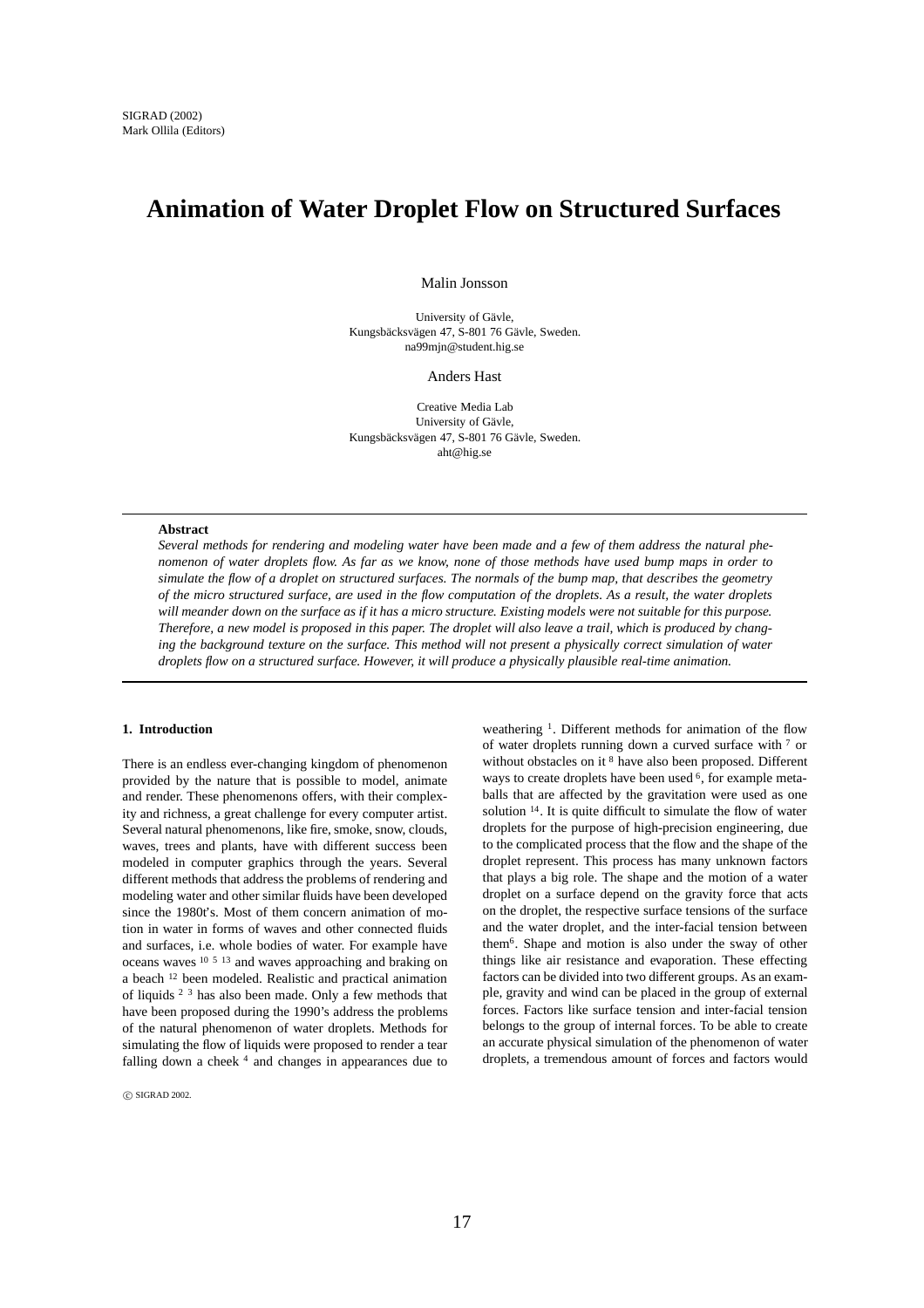SIGRAD (2002)
Mark Ollila (Editors)

# Animation of Water Droplet Flow on Structured Surfaces

Malin Jonsson

University of Gävle,
Kungsbäcksvägen 47, S-801 76 Gävle, Sweden.
na99mjn@student.hig.se

Anders Hast

Creative Media Lab
University of Gävle,
Kungsbäcksvägen 47, S-801 76 Gävle, Sweden.
aht@hig.se

---

**Abstract**

*Several methods for rendering and modeling water have been made and a few of them address the natural phenomenon of water droplets flow. As far as we know, none of those methods have used bump maps in order to simulate the flow of a droplet on structured surfaces. The normals of the bump map, that describes the geometry of the micro structured surface, are used in the flow computation of the droplets. As a result, the water droplets will meander down on the surface as if it has a micro structure. Existing models were not suitable for this purpose. Therefore, a new model is proposed in this paper. The droplet will also leave a trail, which is produced by changing the background texture on the surface. This method will not present a physically correct simulation of water droplets flow on a structured surface. However, it will produce a physically plausible real-time animation.*

---

## 1. Introduction

There is an endless ever-changing kingdom of phenomenon provided by the nature that is possible to model, animate and render. These phenomenons offers, with their complexity and richness, a great challenge for every computer artist. Several natural phenomenons, like fire, smoke, snow, clouds, waves, trees and plants, have with different success been modeled in computer graphics through the years. Several different methods that address the problems of rendering and modeling water and other similar fluids have been developed since the 1980t's. Most of them concern animation of motion in water in forms of waves and other connected fluids and surfaces, i.e. whole bodies of water. For example have oceans waves [10 5 13] and waves approaching and braking on a beach [12] been modeled. Realistic and practical animation of liquids [2 3] has also been made. Only a few methods that have been proposed during the 1990's address the problems of the natural phenomenon of water droplets. Methods for simulating the flow of liquids were proposed to render a tear falling down a cheek [4] and changes in appearances due to weathering [1]. Different methods for animation of the flow of water droplets running down a curved surface with [7] or without obstacles on it [8] have also been proposed. Different ways to create droplets have been used [6], for example metaballs that are affected by the gravitation were used as one solution [14]. It is quite difficult to simulate the flow of water droplets for the purpose of high-precision engineering, due to the complicated process that the flow and the shape of the droplet represent. This process has many unknown factors that plays a big role. The shape and the motion of a water droplet on a surface depend on the gravity force that acts on the droplet, the respective surface tensions of the surface and the water droplet, and the inter-facial tension between them[6]. Shape and motion is also under the sway of other things like air resistance and evaporation. These effecting factors can be divided into two different groups. As an example, gravity and wind can be placed in the group of external forces. Factors like surface tension and inter-facial tension belongs to the group of internal forces. To be able to create an accurate physical simulation of the phenomenon of water droplets, a tremendous amount of forces and factors would

© SIGRAD 2002.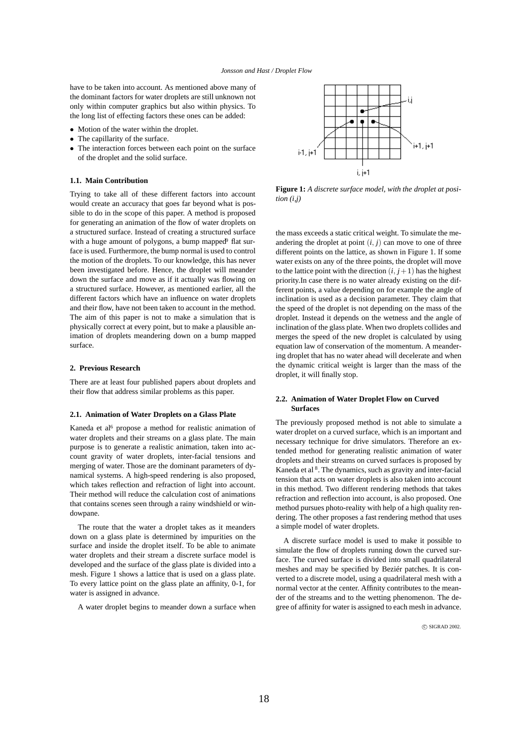have to be taken into account. As mentioned above many of the dominant factors for water droplets are still unknown not only within computer graphics but also within physics. To the long list of effecting factors these ones can be added:

- Motion of the water within the droplet.
- The capillarity of the surface.
- The interaction forces between each point on the surface of the droplet and the solid surface.

### 1.1. Main Contribution

Trying to take all of these different factors into account would create an accuracy that goes far beyond what is possible to do in the scope of this paper. A method is proposed for generating an animation of the flow of water droplets on a structured surface. Instead of creating a structured surface with a huge amount of polygons, a bump mapped[9] flat surface is used. Furthermore, the bump normal is used to control the motion of the droplets. To our knowledge, this has never been investigated before. Hence, the droplet will meander down the surface and move as if it actually was flowing on a structured surface. However, as mentioned earlier, all the different factors which have an influence on water droplets and their flow, have not been taken to account in the method. The aim of this paper is not to make a simulation that is physically correct at every point, but to make a plausible animation of droplets meandering down on a bump mapped surface.

## 2. Previous Research

There are at least four published papers about droplets and their flow that address similar problems as this paper.

### 2.1. Animation of Water Droplets on a Glass Plate

Kaneda et al[6] propose a method for realistic animation of water droplets and their streams on a glass plate. The main purpose is to generate a realistic animation, taken into account gravity of water droplets, inter-facial tensions and merging of water. Those are the dominant parameters of dynamical systems. A high-speed rendering is also proposed, which takes reflection and refraction of light into account. Their method will reduce the calculation cost of animations that contains scenes seen through a rainy windshield or windowpane.

The route that the water a droplet takes as it meanders down on a glass plate is determined by impurities on the surface and inside the droplet itself. To be able to animate water droplets and their stream a discrete surface model is developed and the surface of the glass plate is divided into a mesh. Figure 1 shows a lattice that is used on a glass plate. To every lattice point on the glass plate an affinity, 0-1, for water is assigned in advance.

A water droplet begins to meander down a surface when the mass exceeds a static critical weight. To simulate the meandering the droplet at point $(i, j)$ can move to one of three different points on the lattice, as shown in Figure 1. If some water exists on any of the three points, the droplet will move to the lattice point with the direction $(i, j+1)$ has the highest priority.In case there is no water already existing on the different points, a value depending on for example the angle of inclination is used as a decision parameter. They claim that the speed of the droplet is not depending on the mass of the droplet. Instead it depends on the wetness and the angle of inclination of the glass plate. When two droplets collides and merges the speed of the new droplet is calculated by using equation law of conservation of the momentum. A meandering droplet that has no water ahead will decelerate and when the dynamic critical weight is larger than the mass of the droplet, it will finally stop.

**Figure 1:** *A discrete surface model, with the droplet at position (i,j)*

### 2.2. Animation of Water Droplet Flow on Curved Surfaces

The previously proposed method is not able to simulate a water droplet on a curved surface, which is an important and necessary technique for drive simulators. Therefore an extended method for generating realistic animation of water droplets and their streams on curved surfaces is proposed by Kaneda et al [8]. The dynamics, such as gravity and inter-facial tension that acts on water droplets is also taken into account in this method. Two different rendering methods that takes refraction and reflection into account, is also proposed. One method pursues photo-reality with help of a high quality rendering. The other proposes a fast rendering method that uses a simple model of water droplets.

A discrete surface model is used to make it possible to simulate the flow of droplets running down the curved surface. The curved surface is divided into small quadrilateral meshes and may be specified by Beziér patches. It is converted to a discrete model, using a quadrilateral mesh with a normal vector at the center. Affinity contributes to the meander of the streams and to the wetting phenomenon. The degree of affinity for water is assigned to each mesh in advance.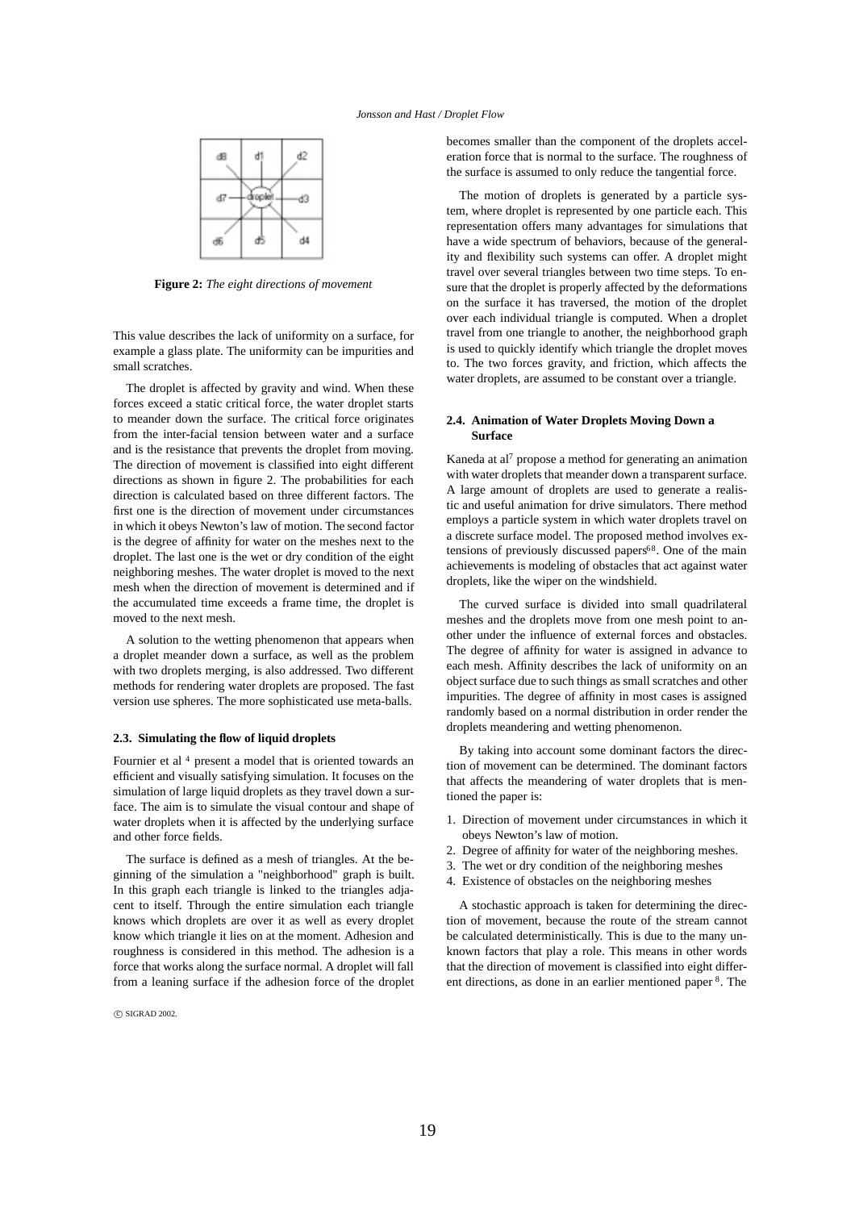**Figure 2:** *The eight directions of movement*

This value describes the lack of uniformity on a surface, for example a glass plate. The uniformity can be impurities and small scratches.

The droplet is affected by gravity and wind. When these forces exceed a static critical force, the water droplet starts to meander down the surface. The critical force originates from the inter-facial tension between water and a surface and is the resistance that prevents the droplet from moving. The direction of movement is classified into eight different directions as shown in figure 2. The probabilities for each direction is calculated based on three different factors. The first one is the direction of movement under circumstances in which it obeys Newton's law of motion. The second factor is the degree of affinity for water on the meshes next to the droplet. The last one is the wet or dry condition of the eight neighboring meshes. The water droplet is moved to the next mesh when the direction of movement is determined and if the accumulated time exceeds a frame time, the droplet is moved to the next mesh.

A solution to the wetting phenomenon that appears when a droplet meander down a surface, as well as the problem with two droplets merging, is also addressed. Two different methods for rendering water droplets are proposed. The fast version use spheres. The more sophisticated use meta-balls.

### 2.3. Simulating the flow of liquid droplets

Fournier et al [4] present a model that is oriented towards an efficient and visually satisfying simulation. It focuses on the simulation of large liquid droplets as they travel down a surface. The aim is to simulate the visual contour and shape of water droplets when it is affected by the underlying surface and other force fields.

The surface is defined as a mesh of triangles. At the beginning of the simulation a "neighborhood" graph is built. In this graph each triangle is linked to the triangles adjacent to itself. Through the entire simulation each triangle knows which droplets are over it as well as every droplet know which triangle it lies on at the moment. Adhesion and roughness is considered in this method. The adhesion is a force that works along the surface normal. A droplet will fall from a leaning surface if the adhesion force of the droplet becomes smaller than the component of the droplets acceleration force that is normal to the surface. The roughness of the surface is assumed to only reduce the tangential force.

The motion of droplets is generated by a particle system, where droplet is represented by one particle each. This representation offers many advantages for simulations that have a wide spectrum of behaviors, because of the generality and flexibility such systems can offer. A droplet might travel over several triangles between two time steps. To ensure that the droplet is properly affected by the deformations on the surface it has traversed, the motion of the droplet over each individual triangle is computed. When a droplet travel from one triangle to another, the neighborhood graph is used to quickly identify which triangle the droplet moves to. The two forces gravity, and friction, which affects the water droplets, are assumed to be constant over a triangle.

### 2.4. Animation of Water Droplets Moving Down a Surface

Kaneda at al[7] propose a method for generating an animation with water droplets that meander down a transparent surface. A large amount of droplets are used to generate a realistic and useful animation for drive simulators. There method employs a particle system in which water droplets travel on a discrete surface model. The proposed method involves extensions of previously discussed papers[6,8]. One of the main achievements is modeling of obstacles that act against water droplets, like the wiper on the windshield.

The curved surface is divided into small quadrilateral meshes and the droplets move from one mesh point to another under the influence of external forces and obstacles. The degree of affinity for water is assigned in advance to each mesh. Affinity describes the lack of uniformity on an object surface due to such things as small scratches and other impurities. The degree of affinity in most cases is assigned randomly based on a normal distribution in order render the droplets meandering and wetting phenomenon.

By taking into account some dominant factors the direction of movement can be determined. The dominant factors that affects the meandering of water droplets that is mentioned the paper is:

1. Direction of movement under circumstances in which it obeys Newton's law of motion.
2. Degree of affinity for water of the neighboring meshes.
3. The wet or dry condition of the neighboring meshes
4. Existence of obstacles on the neighboring meshes

A stochastic approach is taken for determining the direction of movement, because the route of the stream cannot be calculated deterministically. This is due to the many unknown factors that play a role. This means in other words that the direction of movement is classified into eight different directions, as done in an earlier mentioned paper [8]. The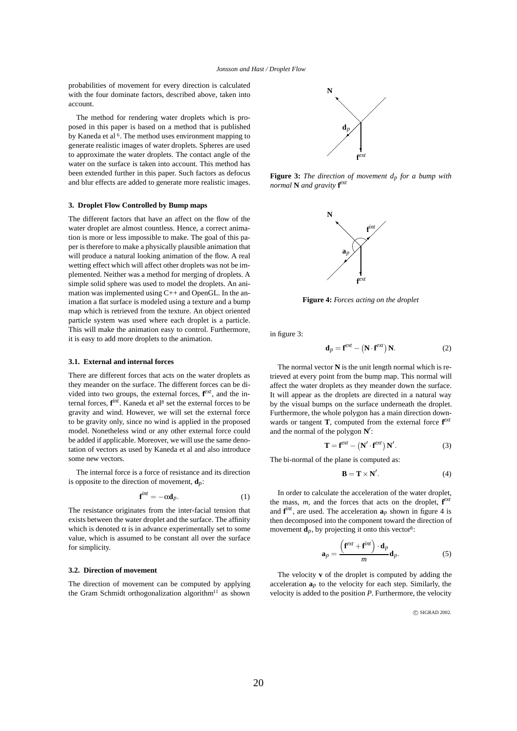probabilities of movement for every direction is calculated with the four dominate factors, described above, taken into account.

The method for rendering water droplets which is proposed in this paper is based on a method that is published by Kaneda et al [6]. The method uses environment mapping to generate realistic images of water droplets. Spheres are used to approximate the water droplets. The contact angle of the water on the surface is taken into account. This method has been extended further in this paper. Such factors as defocus and blur effects are added to generate more realistic images.

### 3. Droplet Flow Controlled by Bump maps

The different factors that have an affect on the flow of the water droplet are almost countless. Hence, a correct animation is more or less impossible to make. The goal of this paper is therefore to make a physically plausible animation that will produce a natural looking animation of the flow. A real wetting effect which will affect other droplets was not be implemented. Neither was a method for merging of droplets. A simple solid sphere was used to model the droplets. An animation was implemented using C++ and OpenGL. In the animation a flat surface is modeled using a texture and a bump map which is retrieved from the texture. An object oriented particle system was used where each droplet is a particle. This will make the animation easy to control. Furthermore, it is easy to add more droplets to the animation.

#### 3.1. External and internal forces

There are different forces that acts on the water droplets as they meander on the surface. The different forces can be divided into two groups, the external forces, $\mathbf{f}^{ext}$, and the internal forces, $\mathbf{f}^{int}$. Kaneda et al[8] set the external forces to be gravity and wind. However, we will set the external force to be gravity only, since no wind is applied in the proposed model. Nonetheless wind or any other external force could be added if applicable. Moreover, we will use the same denotation of vectors as used by Kaneda et al and also introduce some new vectors.

The internal force is a force of resistance and its direction is opposite to the direction of movement, $\mathbf{d}_p$:

$$\mathbf{f}^{int} = -\alpha \mathbf{d}_p. \tag{1}$$

The resistance originates from the inter-facial tension that exists between the water droplet and the surface. The affinity which is denoted $\alpha$ is in advance experimentally set to some value, which is assumed to be constant all over the surface for simplicity.

#### 3.2. Direction of movement

The direction of movement can be computed by applying the Gram Schmidt orthogonalization algorithm[11] as shown in figure 3:

**Figure 3:** *The direction of movement $d_p$ for a bump with normal $\mathbf{N}$ and gravity $\mathbf{f}^{ext}$*

**Figure 4:** *Forces acting on the droplet*

$$\mathbf{d}_p = \mathbf{f}^{ext} - \left(\mathbf{N} \cdot \mathbf{f}^{ext}\right) \mathbf{N}. \tag{2}$$

The normal vector $\mathbf{N}$ is the unit length normal which is retrieved at every point from the bump map. This normal will affect the water droplets as they meander down the surface. It will appear as the droplets are directed in a natural way by the visual bumps on the surface underneath the droplet. Furthermore, the whole polygon has a main direction downwards or tangent $\mathbf{T}$, computed from the external force $\mathbf{f}^{ext}$ and the normal of the polygon $\mathbf{N}'$:

$$\mathbf{T} = \mathbf{f}^{ext} - \left(\mathbf{N}' \cdot \mathbf{f}^{ext}\right) \mathbf{N}'. \tag{3}$$

The bi-normal of the plane is computed as:

$$\mathbf{B} = \mathbf{T} \times \mathbf{N}'. \tag{4}$$

In order to calculate the acceleration of the water droplet, the mass, $m$, and the forces that acts on the droplet, $\mathbf{f}^{ext}$ and $\mathbf{f}^{int}$, are used. The acceleration $\mathbf{a}_p$ shown in figure 4 is then decomposed into the component toward the direction of movement $\mathbf{d}_p$, by projecting it onto this vector[8]:

$$\mathbf{a}_p = \frac{\left(\mathbf{f}^{ext} + \mathbf{f}^{int}\right) \cdot \mathbf{d}_p}{m} \mathbf{d}_p. \tag{5}$$

The velocity $\mathbf{v}$ of the droplet is computed by adding the acceleration $\mathbf{a}_p$ to the velocity for each step. Similarly, the velocity is added to the position $P$. Furthermore, the velocity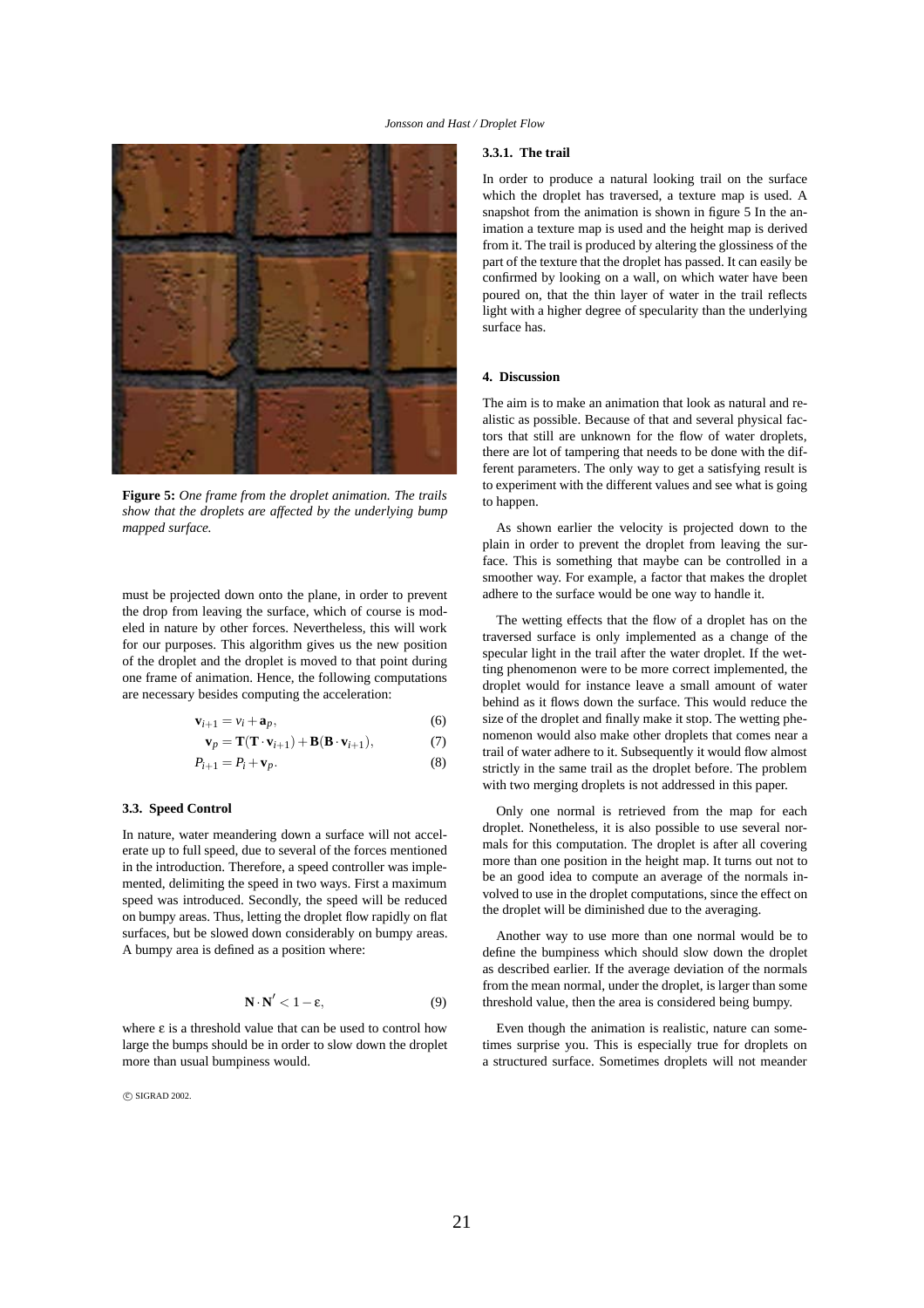**Figure 5:** *One frame from the droplet animation. The trails show that the droplets are affected by the underlying bump mapped surface.*

must be projected down onto the plane, in order to prevent the drop from leaving the surface, which of course is modeled in nature by other forces. Nevertheless, this will work for our purposes. This algorithm gives us the new position of the droplet and the droplet is moved to that point during one frame of animation. Hence, the following computations are necessary besides computing the acceleration:

$$\mathbf{v}_{i+1} = v_i + \mathbf{a}_p, \quad (6)$$

$$\mathbf{v}_p = \mathbf{T}(\mathbf{T} \cdot \mathbf{v}_{i+1}) + \mathbf{B}(\mathbf{B} \cdot \mathbf{v}_{i+1}), \quad (7)$$

$$P_{i+1} = P_i + \mathbf{v}_p. \quad (8)$$

### 3.3. Speed Control

In nature, water meandering down a surface will not accelerate up to full speed, due to several of the forces mentioned in the introduction. Therefore, a speed controller was implemented, delimiting the speed in two ways. First a maximum speed was introduced. Secondly, the speed will be reduced on bumpy areas. Thus, letting the droplet flow rapidly on flat surfaces, but be slowed down considerably on bumpy areas. A bumpy area is defined as a position where:

$$\mathbf{N} \cdot \mathbf{N}' < 1 - \varepsilon, \quad (9)$$

where $\varepsilon$ is a threshold value that can be used to control how large the bumps should be in order to slow down the droplet more than usual bumpiness would.

#### 3.3.1. The trail

In order to produce a natural looking trail on the surface which the droplet has traversed, a texture map is used. A snapshot from the animation is shown in figure 5 In the animation a texture map is used and the height map is derived from it. The trail is produced by altering the glossiness of the part of the texture that the droplet has passed. It can easily be confirmed by looking on a wall, on which water have been poured on, that the thin layer of water in the trail reflects light with a higher degree of specularity than the underlying surface has.

## 4. Discussion

The aim is to make an animation that look as natural and realistic as possible. Because of that and several physical factors that still are unknown for the flow of water droplets, there are lot of tampering that needs to be done with the different parameters. The only way to get a satisfying result is to experiment with the different values and see what is going to happen.

As shown earlier the velocity is projected down to the plain in order to prevent the droplet from leaving the surface. This is something that maybe can be controlled in a smoother way. For example, a factor that makes the droplet adhere to the surface would be one way to handle it.

The wetting effects that the flow of a droplet has on the traversed surface is only implemented as a change of the specular light in the trail after the water droplet. If the wetting phenomenon were to be more correct implemented, the droplet would for instance leave a small amount of water behind as it flows down the surface. This would reduce the size of the droplet and finally make it stop. The wetting phenomenon would also make other droplets that comes near a trail of water adhere to it. Subsequently it would flow almost strictly in the same trail as the droplet before. The problem with two merging droplets is not addressed in this paper.

Only one normal is retrieved from the map for each droplet. Nonetheless, it is also possible to use several normals for this computation. The droplet is after all covering more than one position in the height map. It turns out not to be an good idea to compute an average of the normals involved to use in the droplet computations, since the effect on the droplet will be diminished due to the averaging.

Another way to use more than one normal would be to define the bumpiness which should slow down the droplet as described earlier. If the average deviation of the normals from the mean normal, under the droplet, is larger than some threshold value, then the area is considered being bumpy.

Even though the animation is realistic, nature can sometimes surprise you. This is especially true for droplets on a structured surface. Sometimes droplets will not meander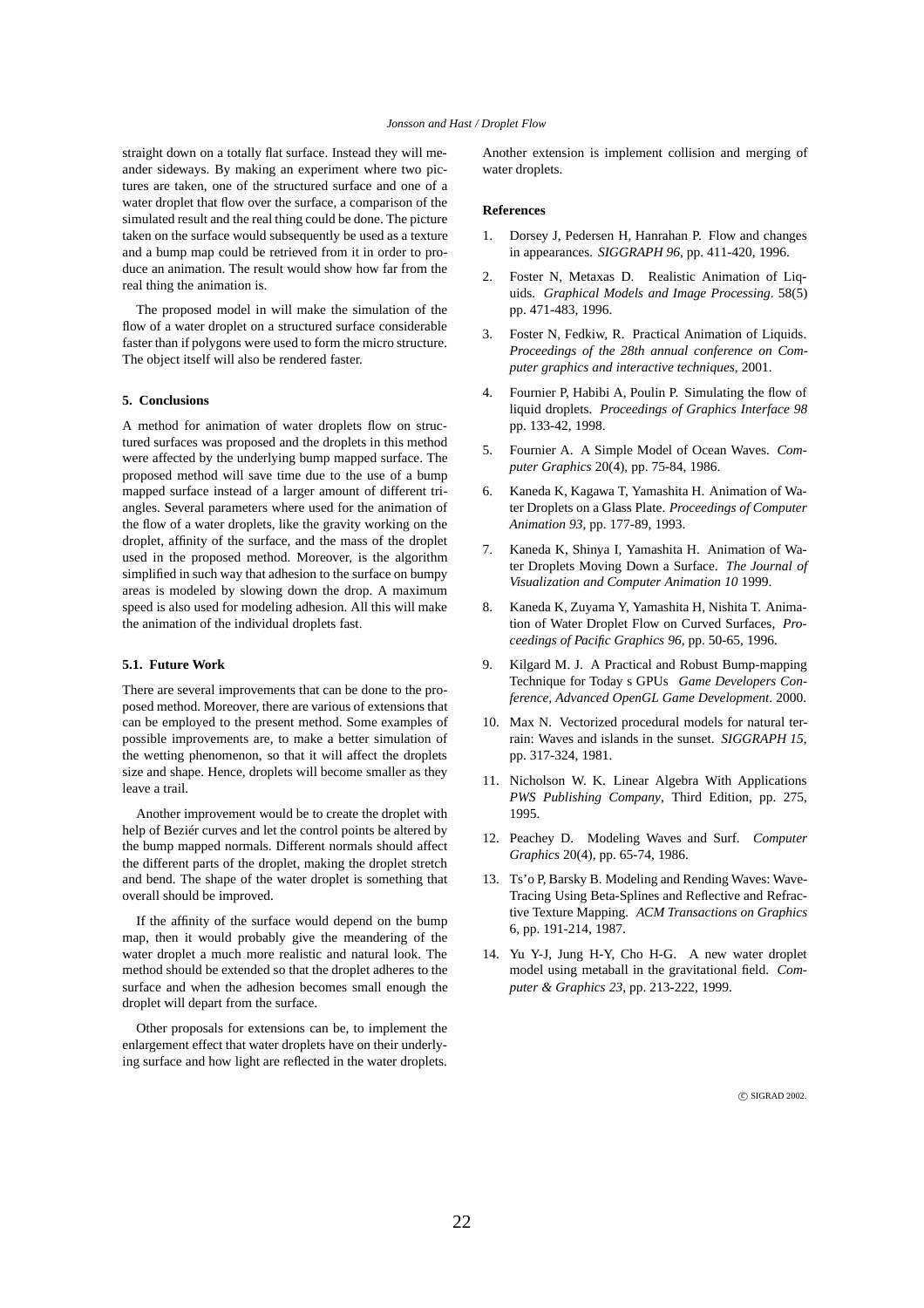straight down on a totally flat surface. Instead they will meander sideways. By making an experiment where two pictures are taken, one of the structured surface and one of a water droplet that flow over the surface, a comparison of the simulated result and the real thing could be done. The picture taken on the surface would subsequently be used as a texture and a bump map could be retrieved from it in order to produce an animation. The result would show how far from the real thing the animation is.

The proposed model in will make the simulation of the flow of a water droplet on a structured surface considerable faster than if polygons were used to form the micro structure. The object itself will also be rendered faster.

## 5. Conclusions

A method for animation of water droplets flow on structured surfaces was proposed and the droplets in this method were affected by the underlying bump mapped surface. The proposed method will save time due to the use of a bump mapped surface instead of a larger amount of different triangles. Several parameters where used for the animation of the flow of a water droplets, like the gravity working on the droplet, affinity of the surface, and the mass of the droplet used in the proposed method. Moreover, is the algorithm simplified in such way that adhesion to the surface on bumpy areas is modeled by slowing down the drop. A maximum speed is also used for modeling adhesion. All this will make the animation of the individual droplets fast.

### 5.1. Future Work

There are several improvements that can be done to the proposed method. Moreover, there are various of extensions that can be employed to the present method. Some examples of possible improvements are, to make a better simulation of the wetting phenomenon, so that it will affect the droplets size and shape. Hence, droplets will become smaller as they leave a trail.

Another improvement would be to create the droplet with help of Beziér curves and let the control points be altered by the bump mapped normals. Different normals should affect the different parts of the droplet, making the droplet stretch and bend. The shape of the water droplet is something that overall should be improved.

If the affinity of the surface would depend on the bump map, then it would probably give the meandering of the water droplet a much more realistic and natural look. The method should be extended so that the droplet adheres to the surface and when the adhesion becomes small enough the droplet will depart from the surface.

Other proposals for extensions can be, to implement the enlargement effect that water droplets have on their underlying surface and how light are reflected in the water droplets. Another extension is implement collision and merging of water droplets.

**References**

1. Dorsey J, Pedersen H, Hanrahan P. Flow and changes in appearances. *SIGGRAPH 96*, pp. 411-420, 1996.
2. Foster N, Metaxas D. Realistic Animation of Liquids. *Graphical Models and Image Processing*. 58(5) pp. 471-483, 1996.
3. Foster N, Fedkiw, R. Practical Animation of Liquids. *Proceedings of the 28th annual conference on Computer graphics and interactive techniques*, 2001.
4. Fournier P, Habibi A, Poulin P. Simulating the flow of liquid droplets. *Proceedings of Graphics Interface 98* pp. 133-42, 1998.
5. Fournier A. A Simple Model of Ocean Waves. *Computer Graphics* 20(4), pp. 75-84, 1986.
6. Kaneda K, Kagawa T, Yamashita H. Animation of Water Droplets on a Glass Plate. *Proceedings of Computer Animation 93*, pp. 177-89, 1993.
7. Kaneda K, Shinya I, Yamashita H. Animation of Water Droplets Moving Down a Surface. *The Journal of Visualization and Computer Animation 10* 1999.
8. Kaneda K, Zuyama Y, Yamashita H, Nishita T. Animation of Water Droplet Flow on Curved Surfaces, *Proceedings of Pacific Graphics 96*, pp. 50-65, 1996.
9. Kilgard M J. A Practical and Robust Bump-mapping Technique for Today s GPUs *Game Developers Conference, Advanced OpenGL Game Development*. 2000.
10. Max N. Vectorized procedural models for natural terrain: Waves and islands in the sunset. *SIGGRAPH 15*, pp. 317-324, 1981.
11. Nicholson W. K. Linear Algebra With Applications *PWS Publishing Company*, Third Edition, pp. 275, 1995.
12. Peachey D. Modeling Waves and Surf. *Computer Graphics* 20(4), pp. 65-74, 1986.
13. Ts'o P, Barsky B. Modeling and Rending Waves: Wave-Tracing Using Beta-Splines and Reflective and Refractive Texture Mapping. *ACM Transactions on Graphics* 6, pp. 191-214, 1987.
14. Yu Y-J, Jung H-Y, Cho H-G. A new water droplet model using metaball in the gravitational field. *Computer & Graphics 23*, pp. 213-222, 1999.